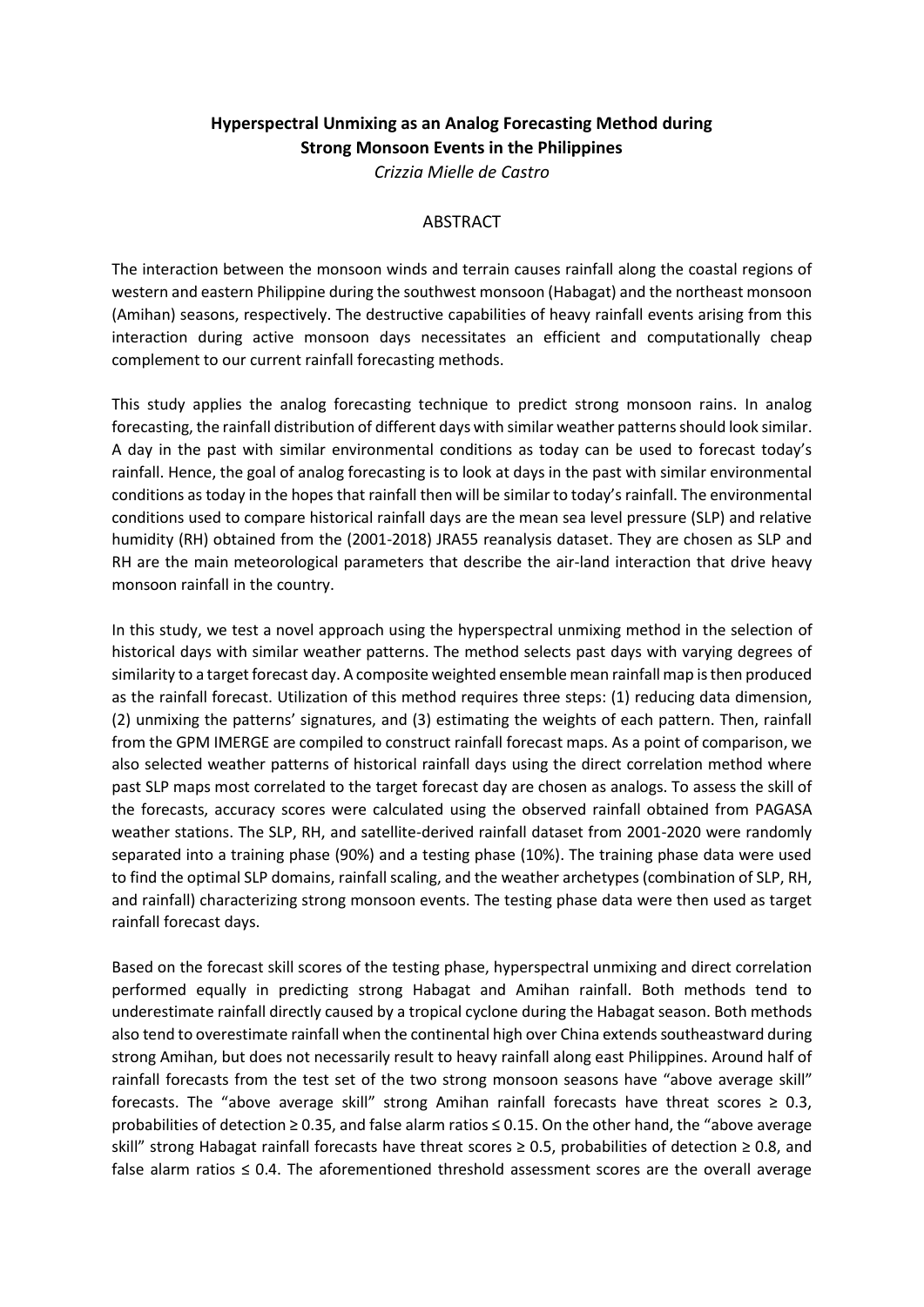# Hyperspectral Unmixing as an Analog Forecasting Method during Strong Monsoon Events in the Philippines

*Crizzia Mielle de Castro*

## ABSTRACT

The interaction between the monsoon winds and terrain causes rainfall along the coastal regions of western and eastern Philippine during the southwest monsoon (Habagat) and the northeast monsoon (Amihan) seasons, respectively. The destructive capabilities of heavy rainfall events arising from this interaction during active monsoon days necessitates an efficient and computationally cheap complement to our current rainfall forecasting methods.

This study applies the analog forecasting technique to predict strong monsoon rains. In analog forecasting, the rainfall distribution of different days with similar weather patterns should look similar. A day in the past with similar environmental conditions as today can be used to forecast today's rainfall. Hence, the goal of analog forecasting is to look at days in the past with similar environmental conditions as today in the hopes that rainfall then will be similar to today's rainfall. The environmental conditions used to compare historical rainfall days are the mean sea level pressure (SLP) and relative humidity (RH) obtained from the (2001-2018) JRA55 reanalysis dataset. They are chosen as SLP and RH are the main meteorological parameters that describe the air-land interaction that drive heavy monsoon rainfall in the country.

In this study, we test a novel approach using the hyperspectral unmixing method in the selection of historical days with similar weather patterns. The method selects past days with varying degrees of similarity to a target forecast day. A composite weighted ensemble mean rainfall map is then produced as the rainfall forecast. Utilization of this method requires three steps: (1) reducing data dimension, (2) unmixing the patterns' signatures, and (3) estimating the weights of each pattern. Then, rainfall from the GPM IMERGE are compiled to construct rainfall forecast maps. As a point of comparison, we also selected weather patterns of historical rainfall days using the direct correlation method where past SLP maps most correlated to the target forecast day are chosen as analogs. To assess the skill of the forecasts, accuracy scores were calculated using the observed rainfall obtained from PAGASA weather stations. The SLP, RH, and satellite-derived rainfall dataset from 2001-2020 were randomly separated into a training phase (90%) and a testing phase (10%). The training phase data were used to find the optimal SLP domains, rainfall scaling, and the weather archetypes (combination of SLP, RH, and rainfall) characterizing strong monsoon events. The testing phase data were then used as target rainfall forecast days.

Based on the forecast skill scores of the testing phase, hyperspectral unmixing and direct correlation performed equally in predicting strong Habagat and Amihan rainfall. Both methods tend to underestimate rainfall directly caused by a tropical cyclone during the Habagat season. Both methods also tend to overestimate rainfall when the continental high over China extends southeastward during strong Amihan, but does not necessarily result to heavy rainfall along east Philippines. Around half of rainfall forecasts from the test set of the two strong monsoon seasons have "above average skill" forecasts. The "above average skill" strong Amihan rainfall forecasts have threat scores $\geq 0.3$, probabilities of detection $\geq 0.35$, and false alarm ratios $\leq 0.15$. On the other hand, the "above average skill" strong Habagat rainfall forecasts have threat scores $\geq 0.5$, probabilities of detection $\geq 0.8$, and false alarm ratios $\leq 0.4$. The aforementioned threshold assessment scores are the overall average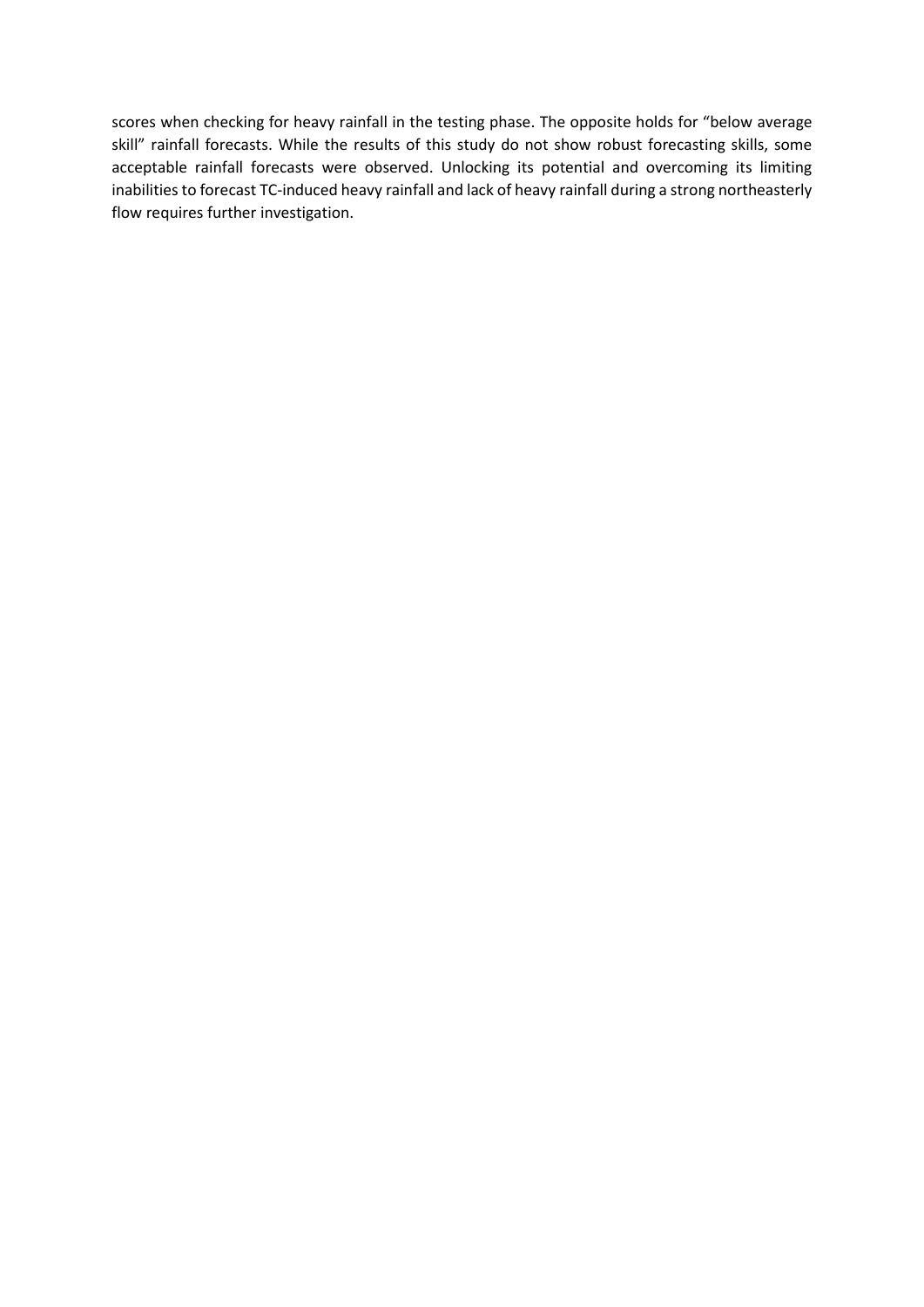scores when checking for heavy rainfall in the testing phase. The opposite holds for "below average skill" rainfall forecasts. While the results of this study do not show robust forecasting skills, some acceptable rainfall forecasts were observed. Unlocking its potential and overcoming its limiting inabilities to forecast TC-induced heavy rainfall and lack of heavy rainfall during a strong northeasterly flow requires further investigation.